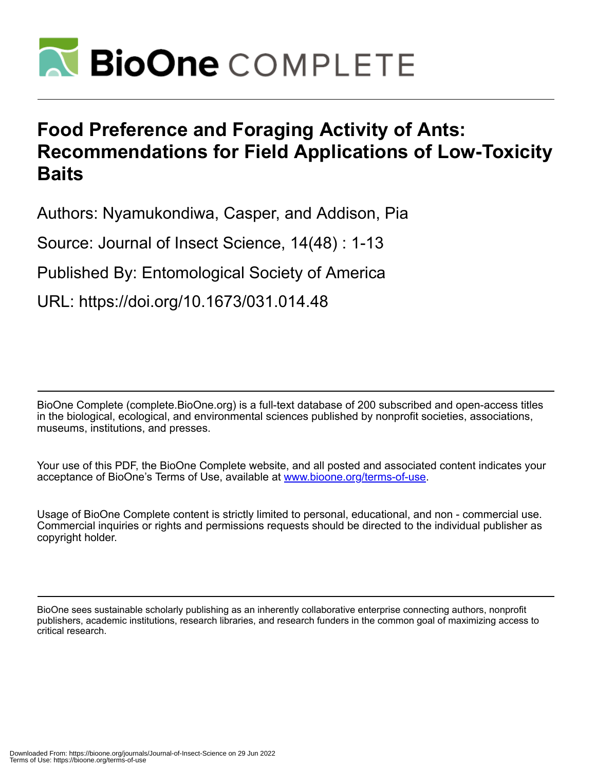# Food Preference and Foraging Activity of Ants: Recommendations for Field Applications of Low-Toxicity Baits

Authors: Nyamukondiwa, Casper, and Addison, Pia

Source: Journal of Insect Science, 14(48) : 1-13

Published By: Entomological Society of America

URL: https://doi.org/10.1673/031.014.48

BioOne Complete (complete.BioOne.org) is a full-text database of 200 subscribed and open-access titles in the biological, ecological, and environmental sciences published by nonprofit societies, associations, museums, institutions, and presses.

Your use of this PDF, the BioOne Complete website, and all posted and associated content indicates your acceptance of BioOne's Terms of Use, available at www.bioone.org/terms-of-use.

Usage of BioOne Complete content is strictly limited to personal, educational, and non - commercial use. Commercial inquiries or rights and permissions requests should be directed to the individual publisher as copyright holder.

BioOne sees sustainable scholarly publishing as an inherently collaborative enterprise connecting authors, nonprofit publishers, academic institutions, research libraries, and research funders in the common goal of maximizing access to critical research.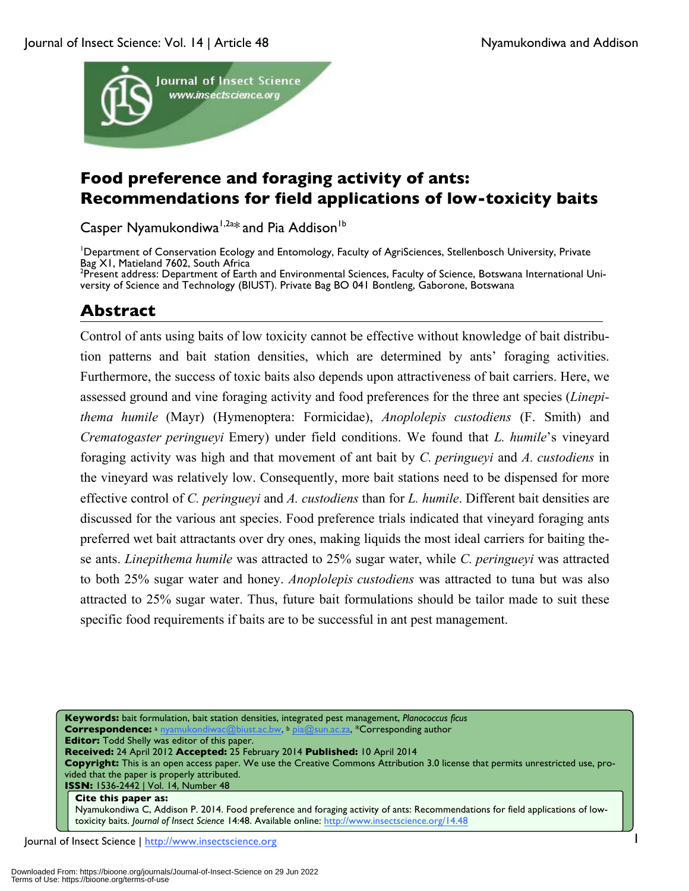# Food preference and foraging activity of ants: Recommendations for field applications of low-toxicity baits

Casper Nyamukondiwa[1,2a*] and Pia Addison[1b]

[1]Department of Conservation Ecology and Entomology, Faculty of AgriSciences, Stellenbosch University, Private Bag X1, Matieland 7602, South Africa
[2]Present address: Department of Earth and Environmental Sciences, Faculty of Science, Botswana International University of Science and Technology (BIUST). Private Bag BO 041 Bontleng, Gaborone, Botswana

## Abstract

Control of ants using baits of low toxicity cannot be effective without knowledge of bait distribution patterns and bait station densities, which are determined by ants' foraging activities. Furthermore, the success of toxic baits also depends upon attractiveness of bait carriers. Here, we assessed ground and vine foraging activity and food preferences for the three ant species (*Linepithema humile* (Mayr) (Hymenoptera: Formicidae), *Anoplolepis custodiens* (F. Smith) and *Crematogaster peringueyi* Emery) under field conditions. We found that *L. humile*'s vineyard foraging activity was high and that movement of ant bait by *C. peringueyi* and *A. custodiens* in the vineyard was relatively low. Consequently, more bait stations need to be dispensed for more effective control of *C. peringueyi* and *A. custodiens* than for *L. humile*. Different bait densities are discussed for the various ant species. Food preference trials indicated that vineyard foraging ants preferred wet bait attractants over dry ones, making liquids the most ideal carriers for baiting these ants. *Linepithema humile* was attracted to 25% sugar water, while *C. peringueyi* was attracted to both 25% sugar water and honey. *Anoplolepis custodiens* was attracted to tuna but was also attracted to 25% sugar water. Thus, future bait formulations should be tailor made to suit these specific food requirements if baits are to be successful in ant pest management.

**Keywords:** bait formulation, bait station densities, integrated pest management, *Planococcus ficus*
**Correspondence:** [a] nyamukondiwac@biust.ac.bw, [b] pia@sun.ac.za, *Corresponding author
**Editor:** Todd Shelly was editor of this paper.
**Received:** 24 April 2012 **Accepted:** 25 February 2014 **Published:** 10 April 2014
**Copyright:** This is an open access paper. We use the Creative Commons Attribution 3.0 license that permits unrestricted use, provided that the paper is properly attributed.
**ISSN:** 1536-2442 | Vol. 14, Number 48

**Cite this paper as:**
Nyamukondiwa C, Addison P. 2014. Food preference and foraging activity of ants: Recommendations for field applications of low-toxicity baits. *Journal of Insect Science* 14:48. Available online: http://www.insectscience.org/14.48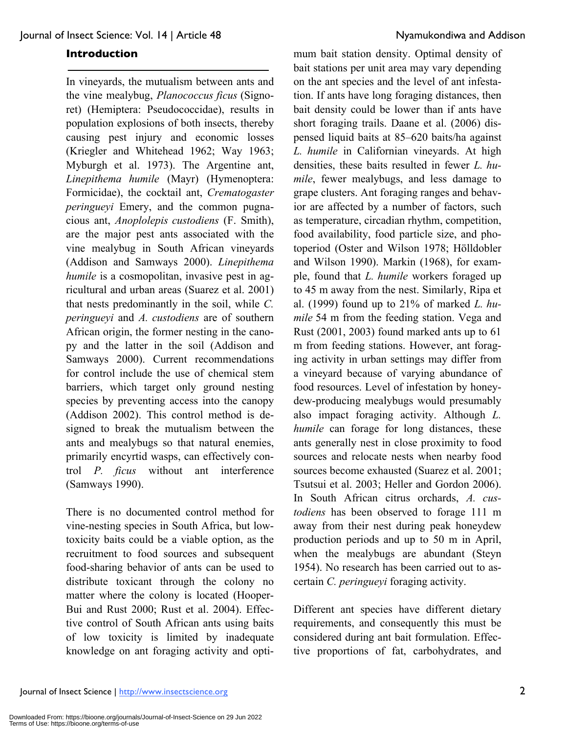## Introduction

In vineyards, the mutualism between ants and the vine mealybug, *Planococcus ficus* (Signoret) (Hemiptera: Pseudococcidae), results in population explosions of both insects, thereby causing pest injury and economic losses (Kriegler and Whitehead 1962; Way 1963; Myburgh et al. 1973). The Argentine ant, *Linepithema humile* (Mayr) (Hymenoptera: Formicidae), the cocktail ant, *Crematogaster peringueyi* Emery, and the common pugnacious ant, *Anoplolepis custodiens* (F. Smith), are the major pest ants associated with the vine mealybug in South African vineyards (Addison and Samways 2000). *Linepithema humile* is a cosmopolitan, invasive pest in agricultural and urban areas (Suarez et al. 2001) that nests predominantly in the soil, while *C. peringueyi* and *A. custodiens* are of southern African origin, the former nesting in the canopy and the latter in the soil (Addison and Samways 2000). Current recommendations for control include the use of chemical stem barriers, which target only ground nesting species by preventing access into the canopy (Addison 2002). This control method is designed to break the mutualism between the ants and mealybugs so that natural enemies, primarily encyrtid wasps, can effectively control *P. ficus* without ant interference (Samways 1990).

There is no documented control method for vine-nesting species in South Africa, but low-toxicity baits could be a viable option, as the recruitment to food sources and subsequent food-sharing behavior of ants can be used to distribute toxicant through the colony no matter where the colony is located (Hooper-Bui and Rust 2000; Rust et al. 2004). Effective control of South African ants using baits of low toxicity is limited by inadequate knowledge on ant foraging activity and optimum bait station density. Optimal density of bait stations per unit area may vary depending on the ant species and the level of ant infestation. If ants have long foraging distances, then bait density could be lower than if ants have short foraging trails. Daane et al. (2006) dispensed liquid baits at 85–620 baits/ha against *L. humile* in Californian vineyards. At high densities, these baits resulted in fewer *L. humile*, fewer mealybugs, and less damage to grape clusters. Ant foraging ranges and behavior are affected by a number of factors, such as temperature, circadian rhythm, competition, food availability, food particle size, and photoperiod (Oster and Wilson 1978; Hölldobler and Wilson 1990). Markin (1968), for example, found that *L. humile* workers foraged up to 45 m away from the nest. Similarly, Ripa et al. (1999) found up to 21% of marked *L. humile* 54 m from the feeding station. Vega and Rust (2001, 2003) found marked ants up to 61 m from feeding stations. However, ant foraging activity in urban settings may differ from a vineyard because of varying abundance of food resources. Level of infestation by honeydew-producing mealybugs would presumably also impact foraging activity. Although *L. humile* can forage for long distances, these ants generally nest in close proximity to food sources and relocate nests when nearby food sources become exhausted (Suarez et al. 2001; Tsutsui et al. 2003; Heller and Gordon 2006). In South African citrus orchards, *A. custodiens* has been observed to forage 111 m away from their nest during peak honeydew production periods and up to 50 m in April, when the mealybugs are abundant (Steyn 1954). No research has been carried out to ascertain *C. peringueyi* foraging activity.

Different ant species have different dietary requirements, and consequently this must be considered during ant bait formulation. Effective proportions of fat, carbohydrates, and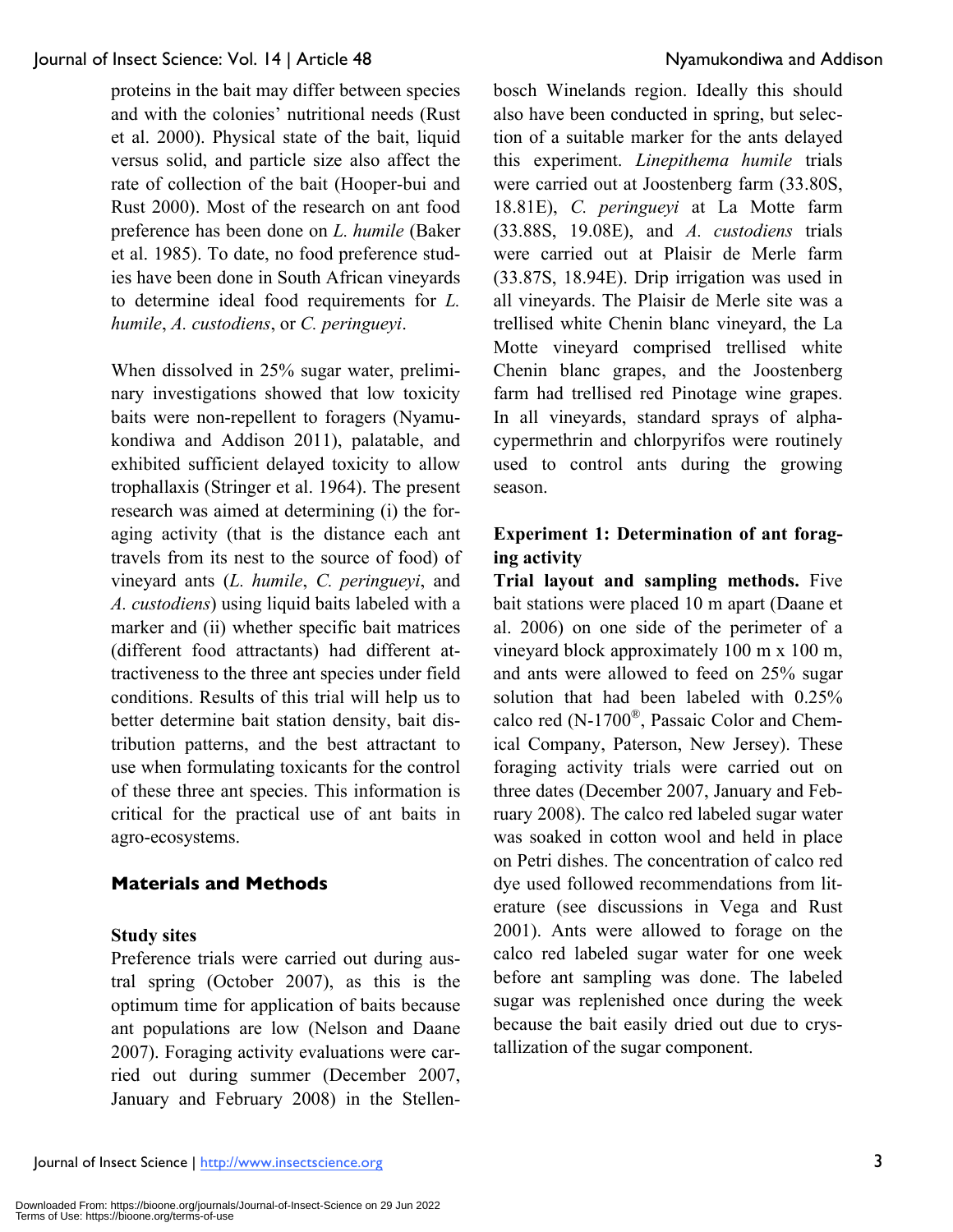proteins in the bait may differ between species and with the colonies' nutritional needs (Rust et al. 2000). Physical state of the bait, liquid versus solid, and particle size also affect the rate of collection of the bait (Hooper-bui and Rust 2000). Most of the research on ant food preference has been done on *L. humile* (Baker et al. 1985). To date, no food preference studies have been done in South African vineyards to determine ideal food requirements for *L. humile*, *A. custodiens*, or *C. peringueyi*.

When dissolved in 25% sugar water, preliminary investigations showed that low toxicity baits were non-repellent to foragers (Nyamukondiwa and Addison 2011), palatable, and exhibited sufficient delayed toxicity to allow trophallaxis (Stringer et al. 1964). The present research was aimed at determining (i) the foraging activity (that is the distance each ant travels from its nest to the source of food) of vineyard ants (*L. humile*, *C. peringueyi*, and *A. custodiens*) using liquid baits labeled with a marker and (ii) whether specific bait matrices (different food attractants) had different attractiveness to the three ant species under field conditions. Results of this trial will help us to better determine bait station density, bait distribution patterns, and the best attractant to use when formulating toxicants for the control of these three ant species. This information is critical for the practical use of ant baits in agro-ecosystems.

## Materials and Methods

### Study sites

Preference trials were carried out during austral spring (October 2007), as this is the optimum time for application of baits because ant populations are low (Nelson and Daane 2007). Foraging activity evaluations were carried out during summer (December 2007, January and February 2008) in the Stellenbosch Winelands region. Ideally this should also have been conducted in spring, but selection of a suitable marker for the ants delayed this experiment. *Linepithema humile* trials were carried out at Joostenberg farm (33.80S, 18.81E), *C. peringueyi* at La Motte farm (33.88S, 19.08E), and *A. custodiens* trials were carried out at Plaisir de Merle farm (33.87S, 18.94E). Drip irrigation was used in all vineyards. The Plaisir de Merle site was a trellised white Chenin blanc vineyard, the La Motte vineyard comprised trellised white Chenin blanc grapes, and the Joostenberg farm had trellised red Pinotage wine grapes. In all vineyards, standard sprays of alpha-cypermethrin and chlorpyrifos were routinely used to control ants during the growing season.

### Experiment 1: Determination of ant foraging activity

**Trial layout and sampling methods.** Five bait stations were placed 10 m apart (Daane et al. 2006) on one side of the perimeter of a vineyard block approximately 100 m x 100 m, and ants were allowed to feed on 25% sugar solution that had been labeled with 0.25% calco red (N-1700®, Passaic Color and Chemical Company, Paterson, New Jersey). These foraging activity trials were carried out on three dates (December 2007, January and February 2008). The calco red labeled sugar water was soaked in cotton wool and held in place on Petri dishes. The concentration of calco red dye used followed recommendations from literature (see discussions in Vega and Rust 2001). Ants were allowed to forage on the calco red labeled sugar water for one week before ant sampling was done. The labeled sugar was replenished once during the week because the bait easily dried out due to crystallization of the sugar component.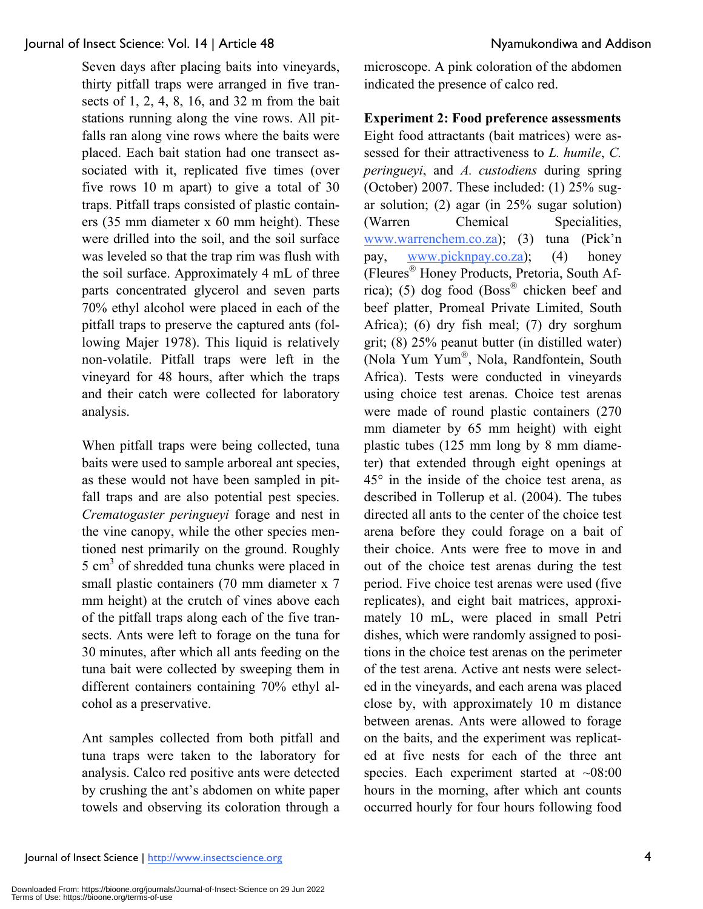Seven days after placing baits into vineyards, thirty pitfall traps were arranged in five transects of 1, 2, 4, 8, 16, and 32 m from the bait stations running along the vine rows. All pitfalls ran along vine rows where the baits were placed. Each bait station had one transect associated with it, replicated five times (over five rows 10 m apart) to give a total of 30 traps. Pitfall traps consisted of plastic containers (35 mm diameter x 60 mm height). These were drilled into the soil, and the soil surface was leveled so that the trap rim was flush with the soil surface. Approximately 4 mL of three parts concentrated glycerol and seven parts 70% ethyl alcohol were placed in each of the pitfall traps to preserve the captured ants (following Majer 1978). This liquid is relatively non-volatile. Pitfall traps were left in the vineyard for 48 hours, after which the traps and their catch were collected for laboratory analysis.

When pitfall traps were being collected, tuna baits were used to sample arboreal ant species, as these would not have been sampled in pitfall traps and are also potential pest species. *Crematogaster peringueyi* forage and nest in the vine canopy, while the other species mentioned nest primarily on the ground. Roughly 5 cm$^3$ of shredded tuna chunks were placed in small plastic containers (70 mm diameter x 7 mm height) at the crutch of vines above each of the pitfall traps along each of the five transects. Ants were left to forage on the tuna for 30 minutes, after which all ants feeding on the tuna bait were collected by sweeping them in different containers containing 70% ethyl alcohol as a preservative.

Ant samples collected from both pitfall and tuna traps were taken to the laboratory for analysis. Calco red positive ants were detected by crushing the ant's abdomen on white paper towels and observing its coloration through a microscope. A pink coloration of the abdomen indicated the presence of calco red.

**Experiment 2: Food preference assessments**

Eight food attractants (bait matrices) were assessed for their attractiveness to *L. humile*, *C. peringueyi*, and *A. custodiens* during spring (October) 2007. These included: (1) 25% sugar solution; (2) agar (in 25% sugar solution) (Warren Chemical Specialities, www.warrenchem.co.za); (3) tuna (Pick'n pay, www.picknpay.co.za); (4) honey (Fleures® Honey Products, Pretoria, South Africa); (5) dog food (Boss® chicken beef and beef platter, Promeal Private Limited, South Africa); (6) dry fish meal; (7) dry sorghum grit; (8) 25% peanut butter (in distilled water) (Nola Yum Yum®, Nola, Randfontein, South Africa). Tests were conducted in vineyards using choice test arenas. Choice test arenas were made of round plastic containers (270 mm diameter by 65 mm height) with eight plastic tubes (125 mm long by 8 mm diameter) that extended through eight openings at 45° in the inside of the choice test arena, as described in Tollerup et al. (2004). The tubes directed all ants to the center of the choice test arena before they could forage on a bait of their choice. Ants were free to move in and out of the choice test arenas during the test period. Five choice test arenas were used (five replicates), and eight bait matrices, approximately 10 mL, were placed in small Petri dishes, which were randomly assigned to positions in the choice test arenas on the perimeter of the test arena. Active ant nests were selected in the vineyards, and each arena was placed close by, with approximately 10 m distance between arenas. Ants were allowed to forage on the baits, and the experiment was replicated at five nests for each of the three ant species. Each experiment started at ~08:00 hours in the morning, after which ant counts occurred hourly for four hours following food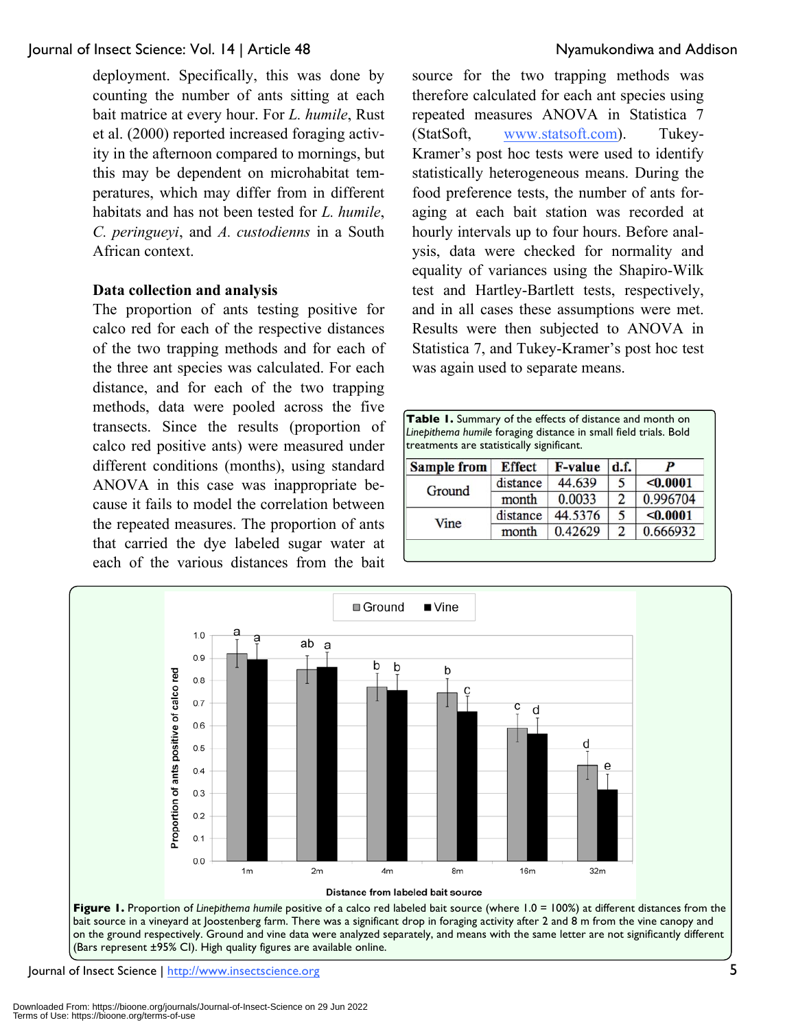deployment. Specifically, this was done by counting the number of ants sitting at each bait matrice at every hour. For *L. humile*, Rust et al. (2000) reported increased foraging activity in the afternoon compared to mornings, but this may be dependent on microhabitat temperatures, which may differ from in different habitats and has not been tested for *L. humile*, *C. peringueyi*, and *A. custodiens* in a South African context.

### Data collection and analysis

The proportion of ants testing positive for calco red for each of the respective distances of the two trapping methods and for each of the three ant species was calculated. For each distance, and for each of the two trapping methods, data were pooled across the five transects. Since the results (proportion of calco red positive ants) were measured under different conditions (months), using standard ANOVA in this case was inappropriate because it fails to model the correlation between the repeated measures. The proportion of ants that carried the dye labeled sugar water at each of the various distances from the bait source for the two trapping methods was therefore calculated for each ant species using repeated measures ANOVA in Statistica 7 (StatSoft, www.statsoft.com). Tukey-Kramer's post hoc tests were used to identify statistically heterogeneous means. During the food preference tests, the number of ants foraging at each bait station was recorded at hourly intervals up to four hours. Before analysis, data were checked for normality and equality of variances using the Shapiro-Wilk test and Hartley-Bartlett tests, respectively, and in all cases these assumptions were met. Results were then subjected to ANOVA in Statistica 7, and Tukey-Kramer's post hoc test was again used to separate means.

**Table 1.** Summary of the effects of distance and month on *Linepithema humile* foraging distance in small field trials. Bold treatments are statistically significant.

| Sample from | Effect | F-value | d.f. | P |
|---|---|---|---|---|
| Ground | distance | 44.639 | 5 | **<0.0001** |
| | month | 0.0033 | 2 | 0.996704 |
| Vine | distance | 44.5376 | 5 | **<0.0001** |
| | month | 0.42629 | 2 | 0.666932 |

**Figure 1.** Proportion of *Linepithema humile* positive of a calco red labeled bait source (where 1.0 = 100%) at different distances from the bait source in a vineyard at Joostenberg farm. There was a significant drop in foraging activity after 2 and 8 m from the vine canopy and on the ground respectively. Ground and vine data were analyzed separately, and means with the same letter are not significantly different (Bars represent ±95% CI). High quality figures are available online.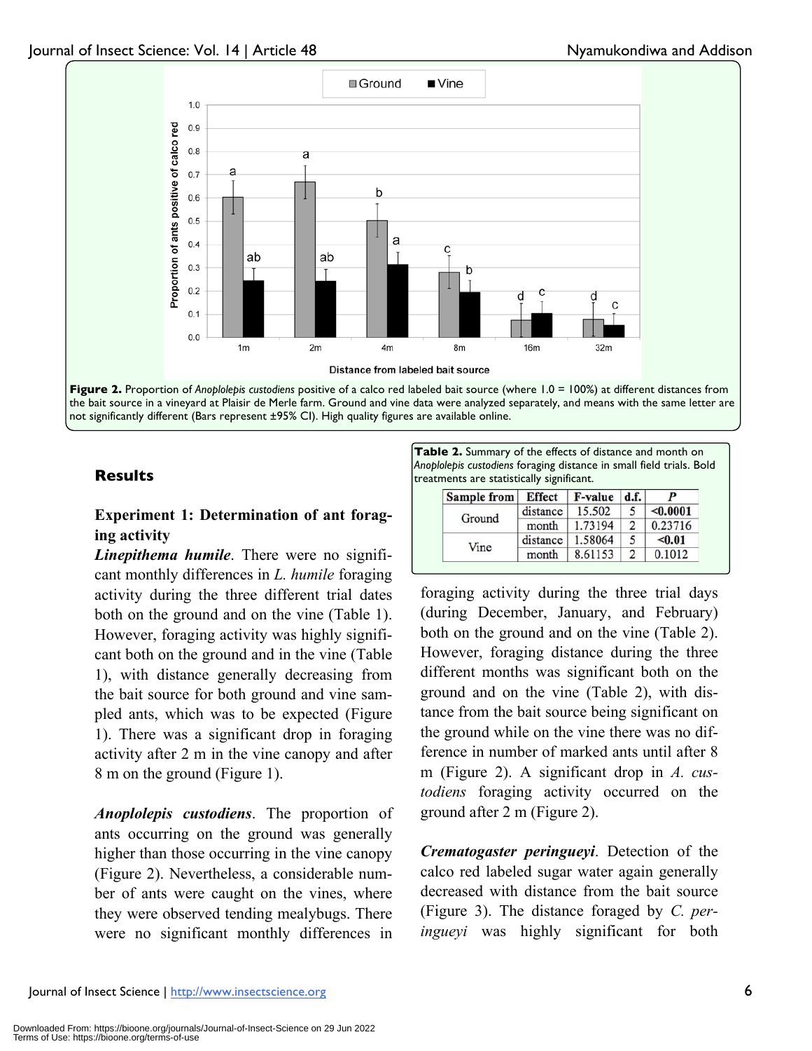Figure 2. Proportion of *Anoplolepis custodiens* positive of a calco red labeled bait source (where 1.0 = 100%) at different distances from the bait source in a vineyard at Plaisir de Merle farm. Ground and vine data were analyzed separately, and means with the same letter are not significantly different (Bars represent ±95% CI). High quality figures are available online.

## Results

### Experiment 1: Determination of ant foraging activity

***Linepithema humile***. There were no significant monthly differences in *L. humile* foraging activity during the three different trial dates both on the ground and on the vine (Table 1). However, foraging activity was highly significant both on the ground and in the vine (Table 1), with distance generally decreasing from the bait source for both ground and vine sampled ants, which was to be expected (Figure 1). There was a significant drop in foraging activity after 2 m in the vine canopy and after 8 m on the ground (Figure 1).

***Anoplolepis custodiens***. The proportion of ants occurring on the ground was generally higher than those occurring in the vine canopy (Figure 2). Nevertheless, a considerable number of ants were caught on the vines, where they were observed tending mealybugs. There were no significant monthly differences in foraging activity during the three trial days (during December, January, and February) both on the ground and on the vine (Table 2). However, foraging distance during the three different months was significant both on the ground and on the vine (Table 2), with distance from the bait source being significant on the ground while on the vine there was no difference in number of marked ants until after 8 m (Figure 2). A significant drop in *A. custodiens* foraging activity occurred on the ground after 2 m (Figure 2).

**Table 2.** Summary of the effects of distance and month on *Anoplolepis custodiens* foraging distance in small field trials. Bold treatments are statistically significant.

| Sample from | Effect | F-value | d.f. | *P* |
|---|---|---|---|---|
| Ground | distance | 15.502 | 5 | **<0.0001** |
| | month | 1.73194 | 2 | 0.23716 |
| Vine | distance | 1.58064 | 5 | **<0.01** |
| | month | 8.61153 | 2 | 0.1012 |

***Crematogaster peringueyi***. Detection of the calco red labeled sugar water again generally decreased with distance from the bait source (Figure 3). The distance foraged by *C. peringueyi* was highly significant for both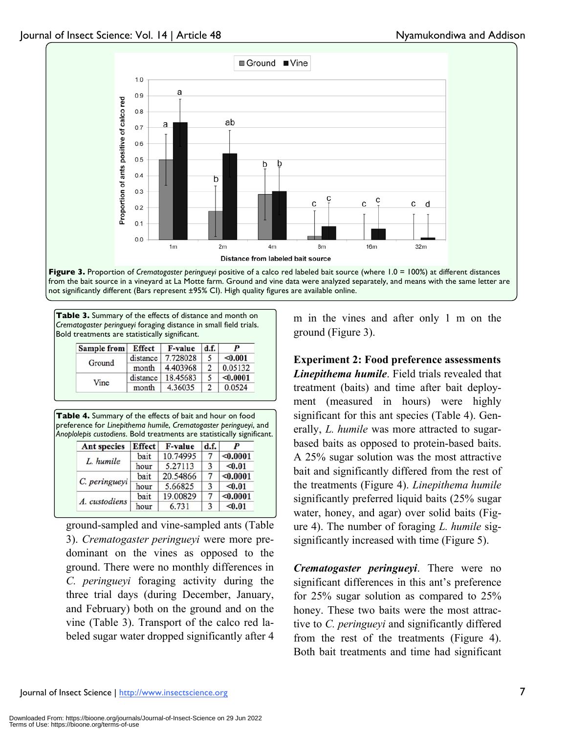**Figure 3.** Proportion of *Crematogaster peringueyi* positive of a calco red labeled bait source (where 1.0 = 100%) at different distances from the bait source in a vineyard at La Motte farm. Ground and vine data were analyzed separately, and means with the same letter are not significantly different (Bars represent ±95% CI). High quality figures are available online.

**Table 3.** Summary of the effects of distance and month on *Crematogaster peringueyi* foraging distance in small field trials. Bold treatments are statistically significant.

| Sample from | Effect | F-value | d.f. | *P* |
|---|---|---|---|---|
| Ground | distance | 7.728028 | 5 | **<0.001** |
| | month | 4.403968 | 2 | 0.05132 |
| Vine | distance | 18.45683 | 5 | **<0.0001** |
| | month | 4.36035 | 2 | 0.0524 |

**Table 4.** Summary of the effects of bait and hour on food preference for *Linepithema humile*, *Crematogaster peringueyi*, and *Anoplolepis custodiens*. Bold treatments are statistically significant.

| Ant species | Effect | F-value | d.f. | *P* |
|---|---|---|---|---|
| *L. humile* | bait | 10.74995 | 7 | **<0.0001** |
| | hour | 5.27113 | 3 | **<0.01** |
| *C. peringueyi* | bait | 20.54866 | 7 | **<0.0001** |
| | hour | 5.66825 | 3 | **<0.01** |
| *A. custodiens* | bait | 19.00829 | 7 | **<0.0001** |
| | hour | 6.731 | 3 | **<0.01** |

ground-sampled and vine-sampled ants (Table 3). *Crematogaster peringueyi* were more predominant on the vines as opposed to the ground. There were no monthly differences in *C. peringueyi* foraging activity during the three trial days (during December, January, and February) both on the ground and on the vine (Table 3). Transport of the calco red labeled sugar water dropped significantly after 4 m in the vines and after only 1 m on the ground (Figure 3).

**Experiment 2: Food preference assessments**

***Linepithema humile***. Field trials revealed that treatment (baits) and time after bait deployment (measured in hours) were highly significant for this ant species (Table 4). Generally, *L. humile* was more attracted to sugar-based baits as opposed to protein-based baits. A 25% sugar solution was the most attractive bait and significantly differed from the rest of the treatments (Figure 4). *Linepithema humile* significantly preferred liquid baits (25% sugar water, honey, and agar) over solid baits (Figure 4). The number of foraging *L. humile* sig-significantly increased with time (Figure 5).

***Crematogaster peringueyi***. There were no significant differences in this ant's preference for 25% sugar solution as compared to 25% honey. These two baits were the most attractive to *C. peringueyi* and significantly differed from the rest of the treatments (Figure 4). Both bait treatments and time had significant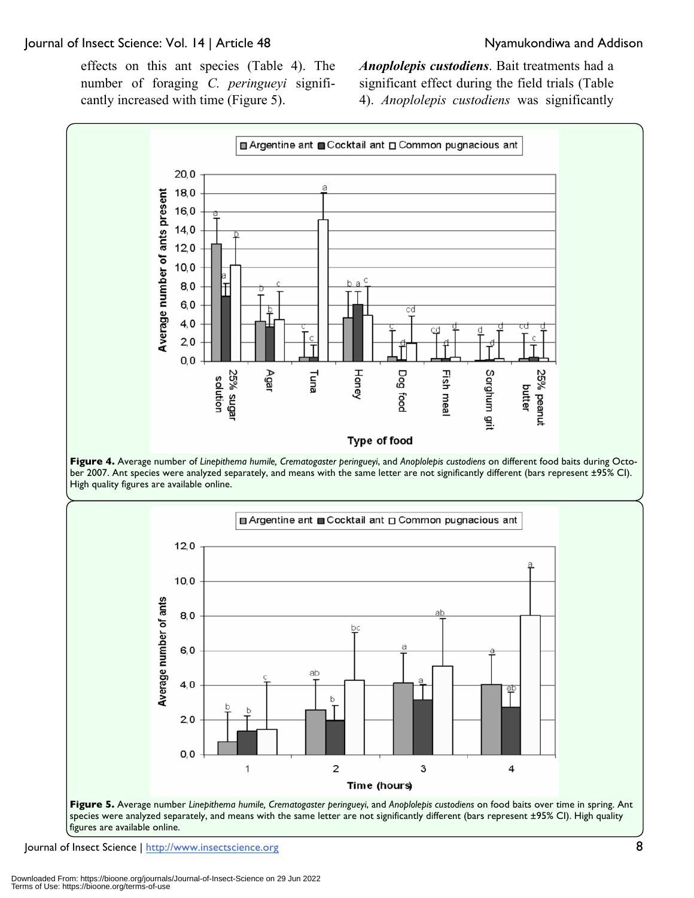effects on this ant species (Table 4). The number of foraging *C. peringueyi* significantly increased with time (Figure 5).

***Anoplolepis custodiens***. Bait treatments had a significant effect during the field trials (Table 4). *Anoplolepis custodiens* was significantly

**Figure 4.** Average number of *Linepithema humile, Crematogaster peringueyi*, and *Anoplolepis custodiens* on different food baits during October 2007. Ant species were analyzed separately, and means with the same letter are not significantly different (bars represent ±95% CI). High quality figures are available online.

**Figure 5.** Average number *Linepithema humile, Crematogaster peringueyi*, and *Anoplolepis custodiens* on food baits over time in spring. Ant species were analyzed separately, and means with the same letter are not significantly different (bars represent ±95% CI). High quality figures are available online.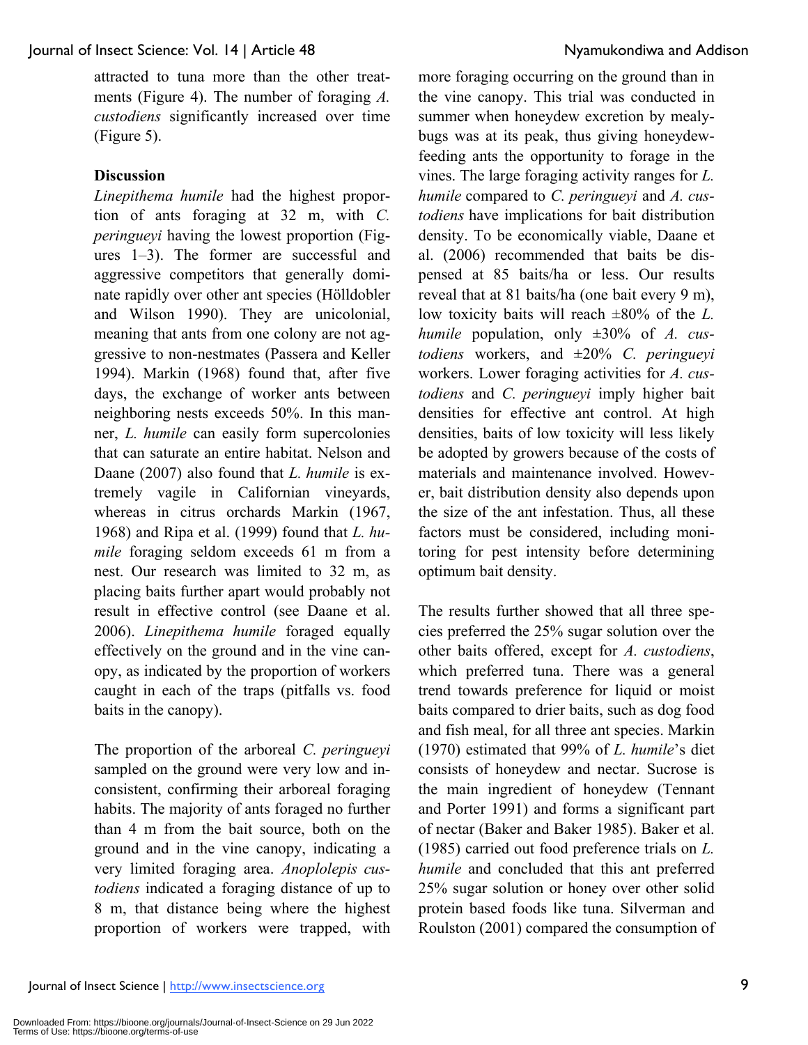attracted to tuna more than the other treatments (Figure 4). The number of foraging *A. custodiens* significantly increased over time (Figure 5).

## Discussion

*Linepithema humile* had the highest proportion of ants foraging at 32 m, with *C. peringueyi* having the lowest proportion (Figures 1–3). The former are successful and aggressive competitors that generally dominate rapidly over other ant species (Hölldobler and Wilson 1990). They are unicolonial, meaning that ants from one colony are not aggressive to non-nestmates (Passera and Keller 1994). Markin (1968) found that, after five days, the exchange of worker ants between neighboring nests exceeds 50%. In this manner, *L. humile* can easily form supercolonies that can saturate an entire habitat. Nelson and Daane (2007) also found that *L. humile* is extremely vagile in Californian vineyards, whereas in citrus orchards Markin (1967, 1968) and Ripa et al. (1999) found that *L. humile* foraging seldom exceeds 61 m from a nest. Our research was limited to 32 m, as placing baits further apart would probably not result in effective control (see Daane et al. 2006). *Linepithema humile* foraged equally effectively on the ground and in the vine canopy, as indicated by the proportion of workers caught in each of the traps (pitfalls vs. food baits in the canopy).

The proportion of the arboreal *C. peringueyi* sampled on the ground were very low and inconsistent, confirming their arboreal foraging habits. The majority of ants foraged no further than 4 m from the bait source, both on the ground and in the vine canopy, indicating a very limited foraging area. *Anoplolepis custodiens* indicated a foraging distance of up to 8 m, that distance being where the highest proportion of workers were trapped, with more foraging occurring on the ground than in the vine canopy. This trial was conducted in summer when honeydew excretion by mealybugs was at its peak, thus giving honeydew-feeding ants the opportunity to forage in the vines. The large foraging activity ranges for *L. humile* compared to *C. peringueyi* and *A. custodiens* have implications for bait distribution density. To be economically viable, Daane et al. (2006) recommended that baits be dispensed at 85 baits/ha or less. Our results reveal that at 81 baits/ha (one bait every 9 m), low toxicity baits will reach ±80% of the *L. humile* population, only ±30% of *A. custodiens* workers, and ±20% *C. peringueyi* workers. Lower foraging activities for *A. custodiens* and *C. peringueyi* imply higher bait densities for effective ant control. At high densities, baits of low toxicity will less likely be adopted by growers because of the costs of materials and maintenance involved. However, bait distribution density also depends upon the size of the ant infestation. Thus, all these factors must be considered, including monitoring for pest intensity before determining optimum bait density.

The results further showed that all three species preferred the 25% sugar solution over the other baits offered, except for *A. custodiens*, which preferred tuna. There was a general trend towards preference for liquid or moist baits compared to drier baits, such as dog food and fish meal, for all three ant species. Markin (1970) estimated that 99% of *L. humile*'s diet consists of honeydew and nectar. Sucrose is the main ingredient of honeydew (Tennant and Porter 1991) and forms a significant part of nectar (Baker and Baker 1985). Baker et al. (1985) carried out food preference trials on *L. humile* and concluded that this ant preferred 25% sugar solution or honey over other solid protein based foods like tuna. Silverman and Roulston (2001) compared the consumption of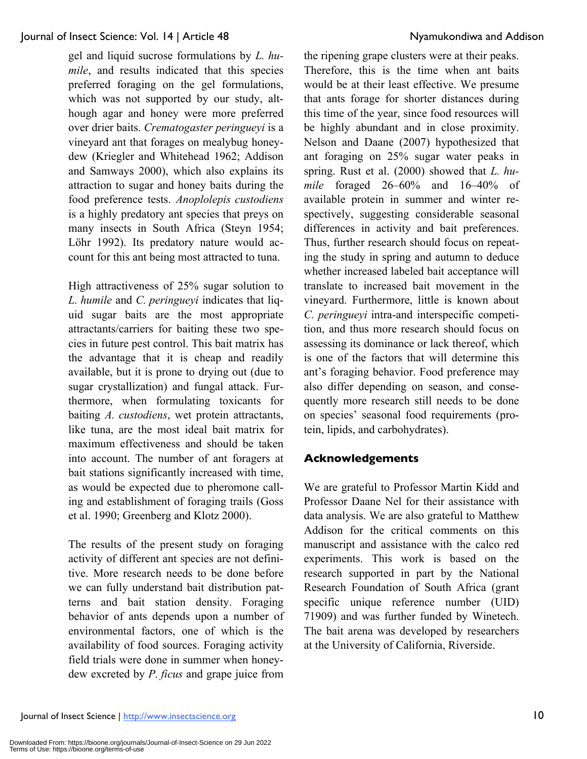gel and liquid sucrose formulations by *L. humile*, and results indicated that this species preferred foraging on the gel formulations, which was not supported by our study, although agar and honey were more preferred over drier baits. *Crematogaster peringueyi* is a vineyard ant that forages on mealybug honeydew (Kriegler and Whitehead 1962; Addison and Samways 2000), which also explains its attraction to sugar and honey baits during the food preference tests. *Anoplolepis custodiens* is a highly predatory ant species that preys on many insects in South Africa (Steyn 1954; Löhr 1992). Its predatory nature would account for this ant being most attracted to tuna.

High attractiveness of 25% sugar solution to *L. humile* and *C. peringueyi* indicates that liquid sugar baits are the most appropriate attractants/carriers for baiting these two species in future pest control. This bait matrix has the advantage that it is cheap and readily available, but it is prone to drying out (due to sugar crystallization) and fungal attack. Furthermore, when formulating toxicants for baiting *A. custodiens*, wet protein attractants, like tuna, are the most ideal bait matrix for maximum effectiveness and should be taken into account. The number of ant foragers at bait stations significantly increased with time, as would be expected due to pheromone calling and establishment of foraging trails (Goss et al. 1990; Greenberg and Klotz 2000).

The results of the present study on foraging activity of different ant species are not definitive. More research needs to be done before we can fully understand bait distribution patterns and bait station density. Foraging behavior of ants depends upon a number of environmental factors, one of which is the availability of food sources. Foraging activity field trials were done in summer when honeydew excreted by *P. ficus* and grape juice from the ripening grape clusters were at their peaks. Therefore, this is the time when ant baits would be at their least effective. We presume that ants forage for shorter distances during this time of the year, since food resources will be highly abundant and in close proximity. Nelson and Daane (2007) hypothesized that ant foraging on 25% sugar water peaks in spring. Rust et al. (2000) showed that *L. humile* foraged 26–60% and 16–40% of available protein in summer and winter respectively, suggesting considerable seasonal differences in activity and bait preferences. Thus, further research should focus on repeating the study in spring and autumn to deduce whether increased labeled bait acceptance will translate to increased bait movement in the vineyard. Furthermore, little is known about *C. peringueyi* intra-and interspecific competition, and thus more research should focus on assessing its dominance or lack thereof, which is one of the factors that will determine this ant's foraging behavior. Food preference may also differ depending on season, and consequently more research still needs to be done on species' seasonal food requirements (protein, lipids, and carbohydrates).

## Acknowledgements

We are grateful to Professor Martin Kidd and Professor Daane Nel for their assistance with data analysis. We are also grateful to Matthew Addison for the critical comments on this manuscript and assistance with the calco red experiments. This work is based on the research supported in part by the National Research Foundation of South Africa (grant specific unique reference number (UID) 71909) and was further funded by Winetech. The bait arena was developed by researchers at the University of California, Riverside.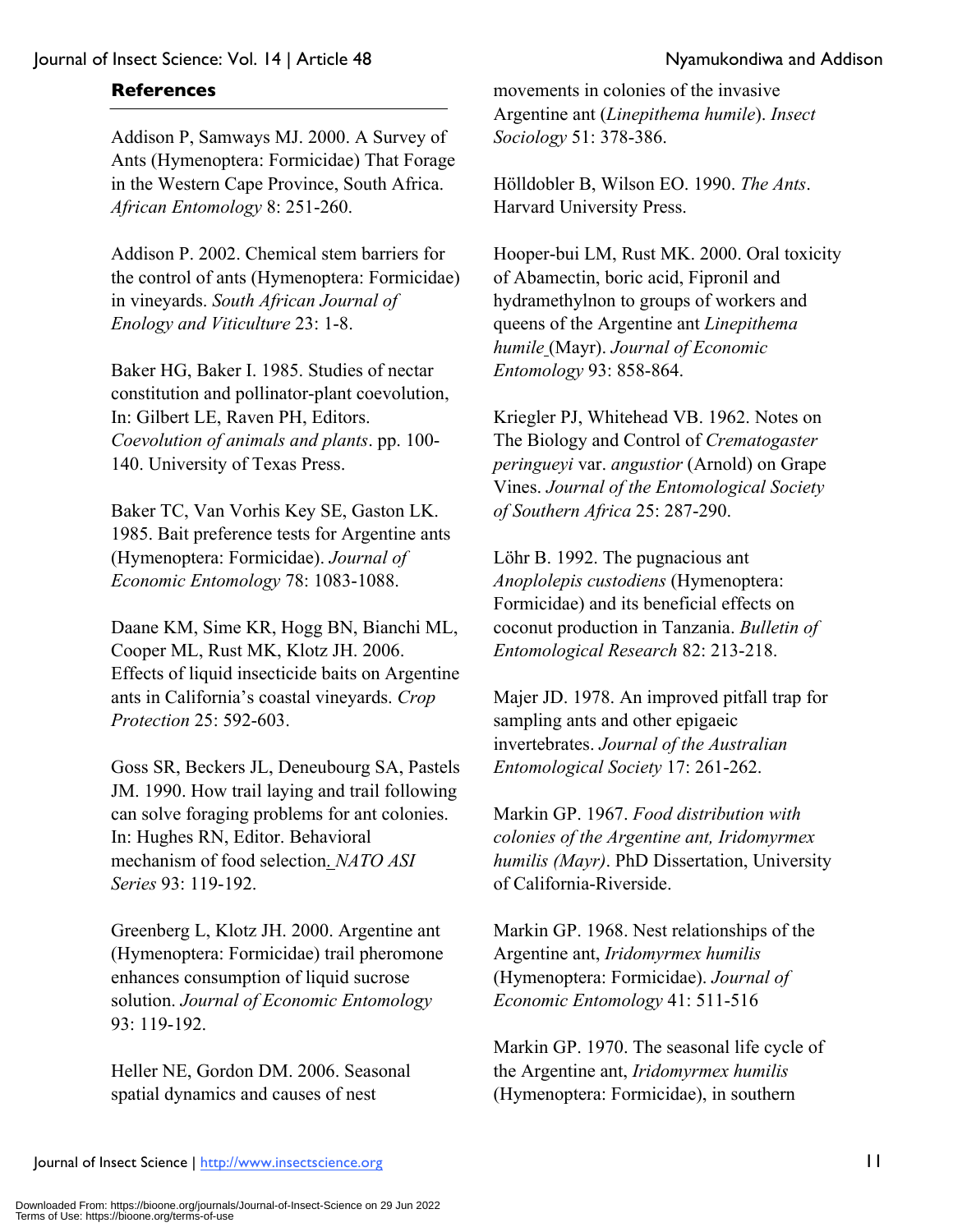## References

Addison P, Samways MJ. 2000. A Survey of Ants (Hymenoptera: Formicidae) That Forage in the Western Cape Province, South Africa. *African Entomology* 8: 251-260.

Addison P. 2002. Chemical stem barriers for the control of ants (Hymenoptera: Formicidae) in vineyards. *South African Journal of Enology and Viticulture* 23: 1-8.

Baker HG, Baker I. 1985. Studies of nectar constitution and pollinator-plant coevolution, In: Gilbert LE, Raven PH, Editors. *Coevolution of animals and plants*. pp. 100-140. University of Texas Press.

Baker TC, Van Vorhis Key SE, Gaston LK. 1985. Bait preference tests for Argentine ants (Hymenoptera: Formicidae). *Journal of Economic Entomology* 78: 1083-1088.

Daane KM, Sime KR, Hogg BN, Bianchi ML, Cooper ML, Rust MK, Klotz JH. 2006. Effects of liquid insecticide baits on Argentine ants in California's coastal vineyards. *Crop Protection* 25: 592-603.

Goss SR, Beckers JL, Deneubourg SA, Pastels JM. 1990. How trail laying and trail following can solve foraging problems for ant colonies. In: Hughes RN, Editor. Behavioral mechanism of food selection. *NATO ASI Series* 93: 119-192.

Greenberg L, Klotz JH. 2000. Argentine ant (Hymenoptera: Formicidae) trail pheromone enhances consumption of liquid sucrose solution. *Journal of Economic Entomology* 93: 119-192.

Heller NE, Gordon DM. 2006. Seasonal spatial dynamics and causes of nest movements in colonies of the invasive Argentine ant (*Linepithema humile*). *Insect Sociology* 51: 378-386.

Hölldobler B, Wilson EO. 1990. *The Ants*. Harvard University Press.

Hooper-bui LM, Rust MK. 2000. Oral toxicity of Abamectin, boric acid, Fipronil and hydramethylnon to groups of workers and queens of the Argentine ant *Linepithema humile* (Mayr). *Journal of Economic Entomology* 93: 858-864.

Kriegler PJ, Whitehead VB. 1962. Notes on The Biology and Control of *Crematogaster peringueyi* var. *angustior* (Arnold) on Grape Vines. *Journal of the Entomological Society of Southern Africa* 25: 287-290.

Löhr B. 1992. The pugnacious ant *Anoplolepis custodiens* (Hymenoptera: Formicidae) and its beneficial effects on coconut production in Tanzania. *Bulletin of Entomological Research* 82: 213-218.

Majer JD. 1978. An improved pitfall trap for sampling ants and other epigaeic invertebrates. *Journal of the Australian Entomological Society* 17: 261-262.

Markin GP. 1967. *Food distribution with colonies of the Argentine ant, Iridomyrmex humilis (Mayr)*. PhD Dissertation, University of California-Riverside.

Markin GP. 1968. Nest relationships of the Argentine ant, *Iridomyrmex humilis* (Hymenoptera: Formicidae). *Journal of Economic Entomology* 41: 511-516

Markin GP. 1970. The seasonal life cycle of the Argentine ant, *Iridomyrmex humilis* (Hymenoptera: Formicidae), in southern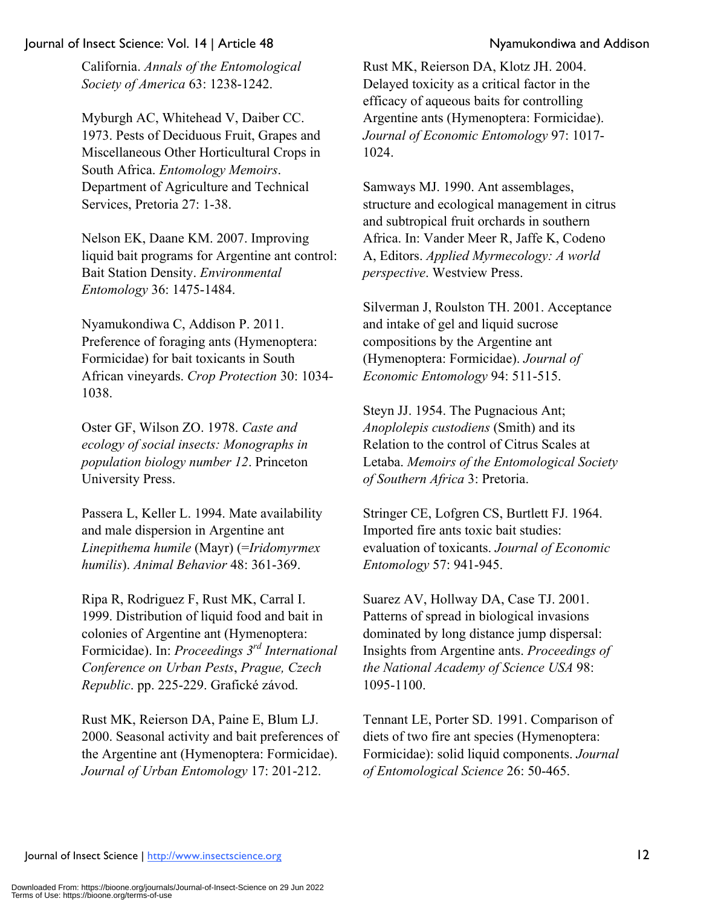California. *Annals of the Entomological Society of America* 63: 1238-1242.

Myburgh AC, Whitehead V, Daiber CC. 1973. Pests of Deciduous Fruit, Grapes and Miscellaneous Other Horticultural Crops in South Africa. *Entomology Memoirs*. Department of Agriculture and Technical Services, Pretoria 27: 1-38.

Nelson EK, Daane KM. 2007. Improving liquid bait programs for Argentine ant control: Bait Station Density. *Environmental Entomology* 36: 1475-1484.

Nyamukondiwa C, Addison P. 2011. Preference of foraging ants (Hymenoptera: Formicidae) for bait toxicants in South African vineyards. *Crop Protection* 30: 1034-1038.

Oster GF, Wilson ZO. 1978. *Caste and ecology of social insects: Monographs in population biology number 12*. Princeton University Press.

Passera L, Keller L. 1994. Mate availability and male dispersion in Argentine ant *Linepithema humile* (Mayr) (=*Iridomyrmex humilis*). *Animal Behavior* 48: 361-369.

Ripa R, Rodriguez F, Rust MK, Carral I. 1999. Distribution of liquid food and bait in colonies of Argentine ant (Hymenoptera: Formicidae). In: *Proceedings 3rd International Conference on Urban Pests*, *Prague, Czech Republic*. pp. 225-229. Grafické závod.

Rust MK, Reierson DA, Paine E, Blum LJ. 2000. Seasonal activity and bait preferences of the Argentine ant (Hymenoptera: Formicidae). *Journal of Urban Entomology* 17: 201-212.

Rust MK, Reierson DA, Klotz JH. 2004. Delayed toxicity as a critical factor in the efficacy of aqueous baits for controlling Argentine ants (Hymenoptera: Formicidae). *Journal of Economic Entomology* 97: 1017-1024.

Samways MJ. 1990. Ant assemblages, structure and ecological management in citrus and subtropical fruit orchards in southern Africa. In: Vander Meer R, Jaffe K, Codeno A, Editors. *Applied Myrmecology: A world perspective*. Westview Press.

Silverman J, Roulston TH. 2001. Acceptance and intake of gel and liquid sucrose compositions by the Argentine ant (Hymenoptera: Formicidae). *Journal of Economic Entomology* 94: 511-515.

Steyn JJ. 1954. The Pugnacious Ant; *Anoplolepis custodiens* (Smith) and its Relation to the control of Citrus Scales at Letaba. *Memoirs of the Entomological Society of Southern Africa* 3: Pretoria.

Stringer CE, Lofgren CS, Burtlett FJ. 1964. Imported fire ants toxic bait studies: evaluation of toxicants. *Journal of Economic Entomology* 57: 941-945.

Suarez AV, Hollway DA, Case TJ. 2001. Patterns of spread in biological invasions dominated by long distance jump dispersal: Insights from Argentine ants. *Proceedings of the National Academy of Science USA* 98: 1095-1100.

Tennant LE, Porter SD. 1991. Comparison of diets of two fire ant species (Hymenoptera: Formicidae): solid liquid components. *Journal of Entomological Science* 26: 50-465.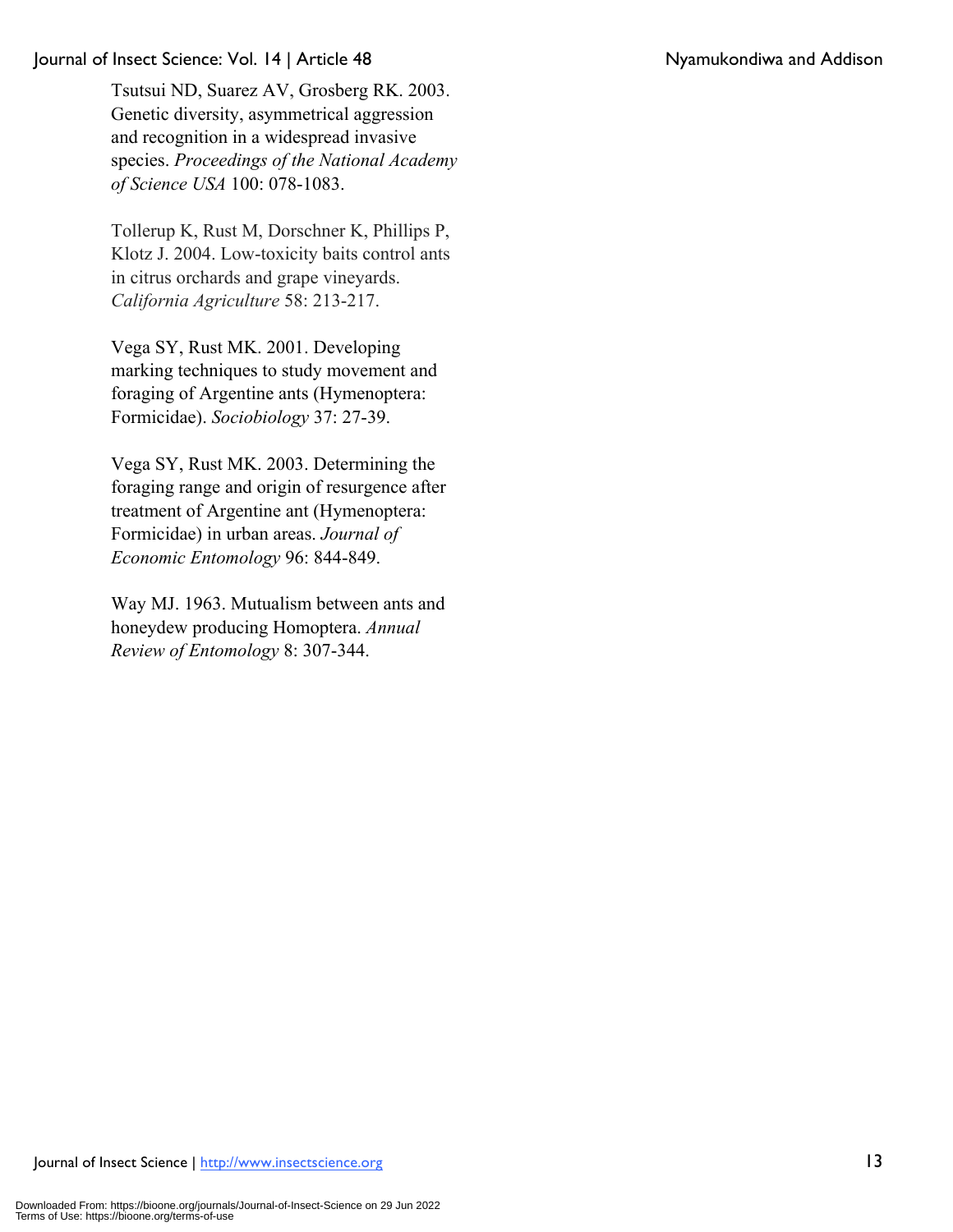Tsutsui ND, Suarez AV, Grosberg RK. 2003. Genetic diversity, asymmetrical aggression and recognition in a widespread invasive species. *Proceedings of the National Academy of Science USA* 100: 078-1083.

Tollerup K, Rust M, Dorschner K, Phillips P, Klotz J. 2004. Low-toxicity baits control ants in citrus orchards and grape vineyards. *California Agriculture* 58: 213-217.

Vega SY, Rust MK. 2001. Developing marking techniques to study movement and foraging of Argentine ants (Hymenoptera: Formicidae). *Sociobiology* 37: 27-39.

Vega SY, Rust MK. 2003. Determining the foraging range and origin of resurgence after treatment of Argentine ant (Hymenoptera: Formicidae) in urban areas. *Journal of Economic Entomology* 96: 844-849.

Way MJ. 1963. Mutualism between ants and honeydew producing Homoptera. *Annual Review of Entomology* 8: 307-344.